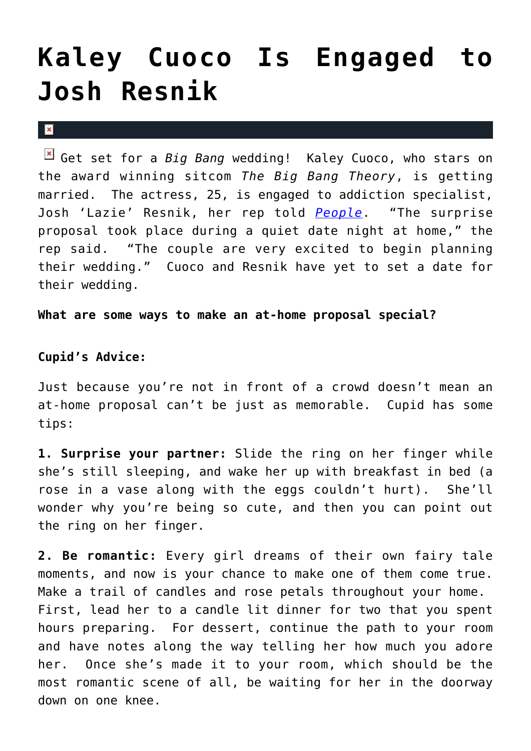# Kaley Cuoco Is Engaged to Josh Resnik

Get set for a *Big Bang* wedding! Kaley Cuoco, who stars on the award winning sitcom *The Big Bang Theory*, is getting married. The actress, 25, is engaged to addiction specialist, Josh 'Lazie' Resnik, her rep told *People*. "The surprise proposal took place during a quiet date night at home," the rep said. "The couple are very excited to begin planning their wedding." Cuoco and Resnik have yet to set a date for their wedding.

**What are some ways to make an at-home proposal special?**

**Cupid's Advice:**

Just because you're not in front of a crowd doesn't mean an at-home proposal can't be just as memorable. Cupid has some tips:

**1. Surprise your partner:** Slide the ring on her finger while she's still sleeping, and wake her up with breakfast in bed (a rose in a vase along with the eggs couldn't hurt). She'll wonder why you're being so cute, and then you can point out the ring on her finger.

**2. Be romantic:** Every girl dreams of their own fairy tale moments, and now is your chance to make one of them come true. Make a trail of candles and rose petals throughout your home. First, lead her to a candle lit dinner for two that you spent hours preparing. For dessert, continue the path to your room and have notes along the way telling her how much you adore her. Once she's made it to your room, which should be the most romantic scene of all, be waiting for her in the doorway down on one knee.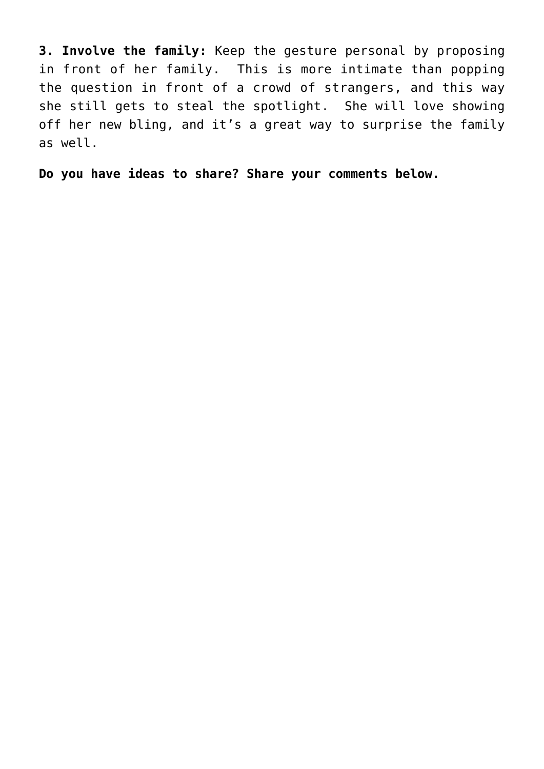**3. Involve the family:** Keep the gesture personal by proposing in front of her family. This is more intimate than popping the question in front of a crowd of strangers, and this way she still gets to steal the spotlight. She will love showing off her new bling, and it's a great way to surprise the family as well.

**Do you have ideas to share? Share your comments below.**